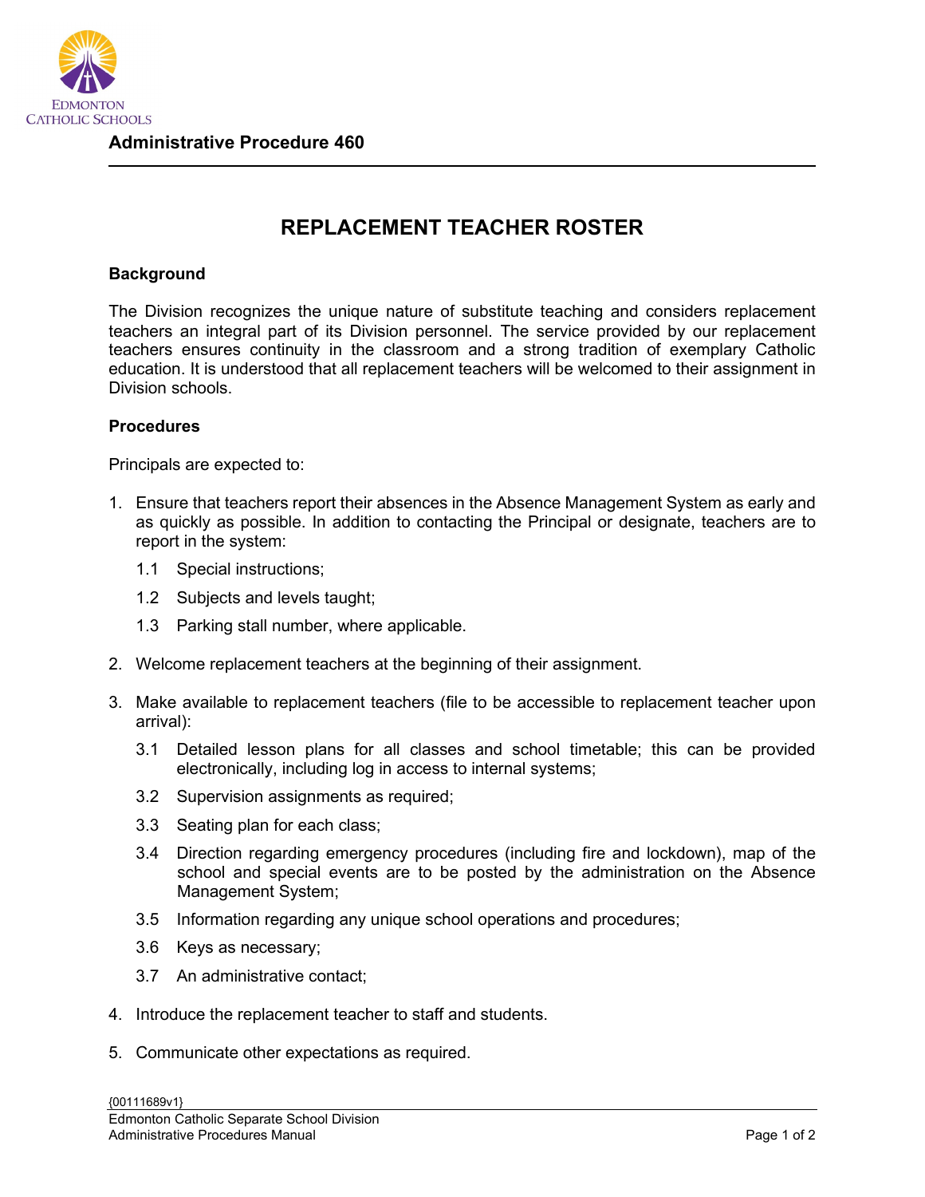**Administrative Procedure 460**

# REPLACEMENT TEACHER ROSTER

## Background

The Division recognizes the unique nature of substitute teaching and considers replacement teachers an integral part of its Division personnel. The service provided by our replacement teachers ensures continuity in the classroom and a strong tradition of exemplary Catholic education. It is understood that all replacement teachers will be welcomed to their assignment in Division schools.

## Procedures

Principals are expected to:

1. Ensure that teachers report their absences in the Absence Management System as early and as quickly as possible. In addition to contacting the Principal or designate, teachers are to report in the system:
   - 1.1 Special instructions;
   - 1.2 Subjects and levels taught;
   - 1.3 Parking stall number, where applicable.
2. Welcome replacement teachers at the beginning of their assignment.
3. Make available to replacement teachers (file to be accessible to replacement teacher upon arrival):
   - 3.1 Detailed lesson plans for all classes and school timetable; this can be provided electronically, including log in access to internal systems;
   - 3.2 Supervision assignments as required;
   - 3.3 Seating plan for each class;
   - 3.4 Direction regarding emergency procedures (including fire and lockdown), map of the school and special events are to be posted by the administration on the Absence Management System;
   - 3.5 Information regarding any unique school operations and procedures;
   - 3.6 Keys as necessary;
   - 3.7 An administrative contact;
4. Introduce the replacement teacher to staff and students.
5. Communicate other expectations as required.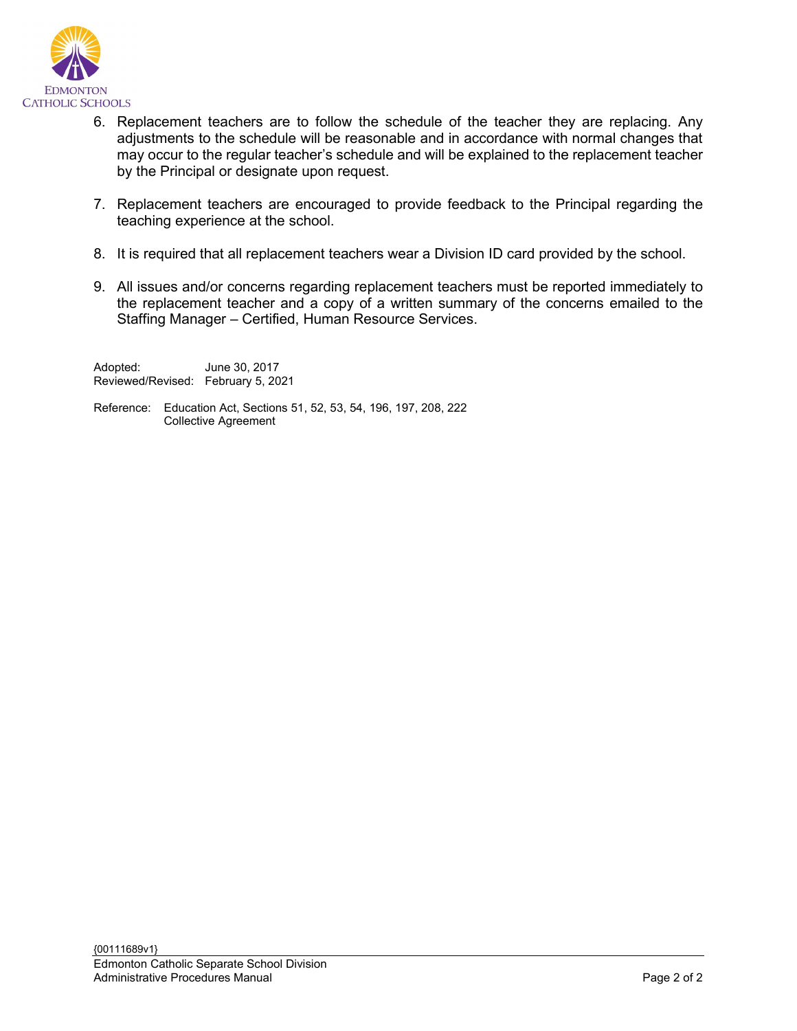6. Replacement teachers are to follow the schedule of the teacher they are replacing. Any adjustments to the schedule will be reasonable and in accordance with normal changes that may occur to the regular teacher's schedule and will be explained to the replacement teacher by the Principal or designate upon request.

7. Replacement teachers are encouraged to provide feedback to the Principal regarding the teaching experience at the school.

8. It is required that all replacement teachers wear a Division ID card provided by the school.

9. All issues and/or concerns regarding replacement teachers must be reported immediately to the replacement teacher and a copy of a written summary of the concerns emailed to the Staffing Manager – Certified, Human Resource Services.

Adopted: June 30, 2017
Reviewed/Revised: February 5, 2021

Reference: Education Act, Sections 51, 52, 53, 54, 196, 197, 208, 222
Collective Agreement

{00111689v1}
Edmonton Catholic Separate School Division
Administrative Procedures Manual